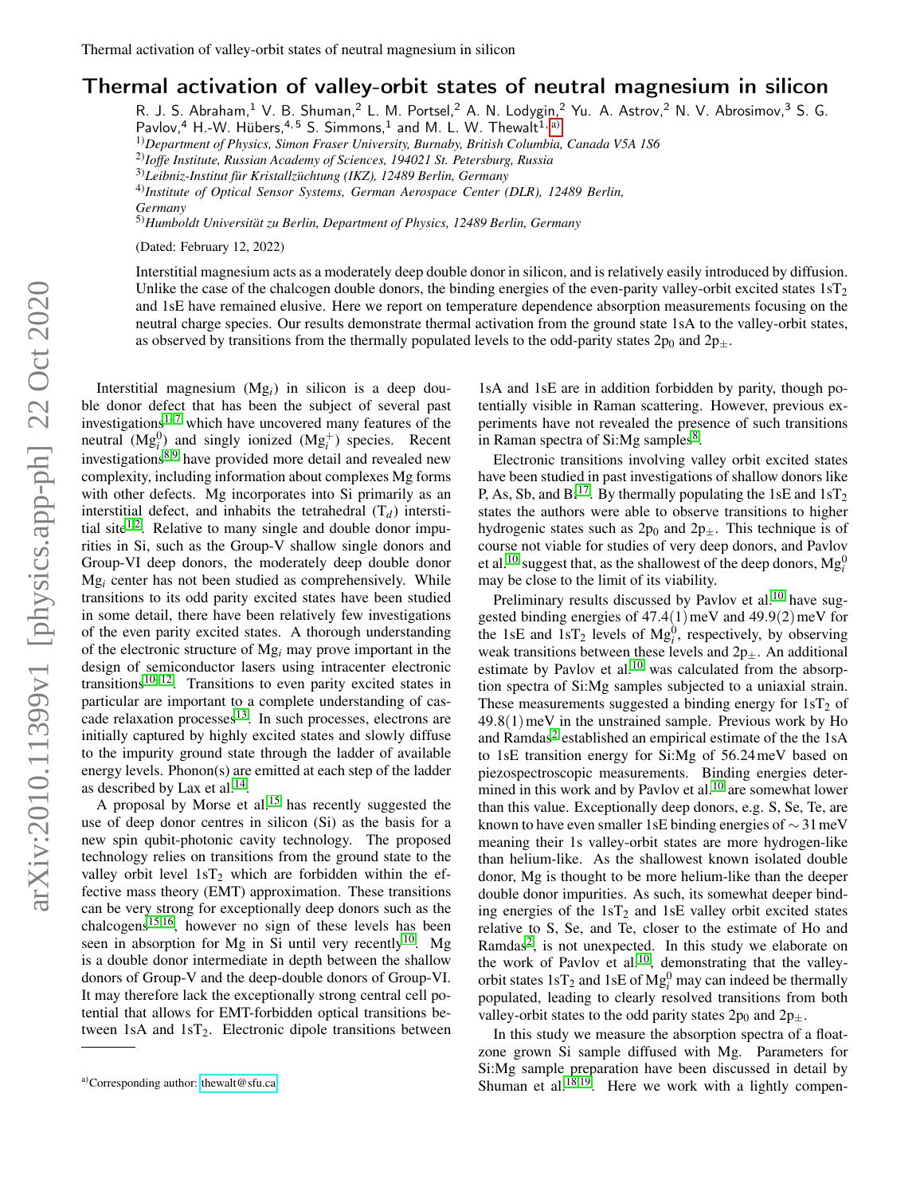# Thermal activation of valley-orbit states of neutral magnesium in silicon

R. J. S. Abraham,[1] V. B. Shuman,[2] L. M. Portsel,[2] A. N. Lodygin,[2] Yu. A. Astrov,[2] N. V. Abrosimov,[3] S. G. Pavlov,[4] H.-W. Hübers,[4,5] S. Simmons,[1] and M. L. W. Thewalt[1,a]

[1]*Department of Physics, Simon Fraser University, Burnaby, British Columbia, Canada V5A 1S6*

[2]*Ioffe Institute, Russian Academy of Sciences, 194021 St. Petersburg, Russia*

[3]*Leibniz-Institut für Kristallzüchtung (IKZ), 12489 Berlin, Germany*

[4]*Institute of Optical Sensor Systems, German Aerospace Center (DLR), 12489 Berlin, Germany*

[5]*Humboldt Universität zu Berlin, Department of Physics, 12489 Berlin, Germany*

(Dated: February 12, 2022)

Interstitial magnesium acts as a moderately deep double donor in silicon, and is relatively easily introduced by diffusion. Unlike the case of the chalcogen double donors, the binding energies of the even-parity valley-orbit excited states $1sT_2$ and 1sE have remained elusive. Here we report on temperature dependence absorption measurements focusing on the neutral charge species. Our results demonstrate thermal activation from the ground state 1sA to the valley-orbit states, as observed by transitions from the thermally populated levels to the odd-parity states $2p_0$ and $2p_\pm$.

Interstitial magnesium ($Mg_i$) in silicon is a deep double donor defect that has been the subject of several past investigations[1–7] which have uncovered many features of the neutral ($Mg_i^0$) and singly ionized ($Mg_i^+$) species. Recent investigations[8,9] have provided more detail and revealed new complexity, including information about complexes Mg forms with other defects. Mg incorporates into Si primarily as an interstitial defect, and inhabits the tetrahedral ($T_d$) interstitial site[1,2]. Relative to many single and double donor impurities in Si, such as the Group-V shallow single donors and Group-VI deep donors, the moderately deep double donor $Mg_i$ center has not been studied as comprehensively. While transitions to its odd parity excited states have been studied in some detail, there have been relatively few investigations of the even parity excited states. A thorough understanding of the electronic structure of $Mg_i$ may prove important in the design of semiconductor lasers using intracenter electronic transitions[10–12]. Transitions to even parity excited states in particular are important to a complete understanding of cascade relaxation processes[13]. In such processes, electrons are initially captured by highly excited states and slowly diffuse to the impurity ground state through the ladder of available energy levels. Phonon(s) are emitted at each step of the ladder as described by Lax et al.[14].

A proposal by Morse et al.[15] has recently suggested the use of deep donor centres in silicon (Si) as the basis for a new spin qubit-photonic cavity technology. The proposed technology relies on transitions from the ground state to the valley orbit level $1sT_2$ which are forbidden within the effective mass theory (EMT) approximation. These transitions can be very strong for exceptionally deep donors such as the chalcogens[15,16], however no sign of these levels has been seen in absorption for Mg in Si until very recently[10]. Mg is a double donor intermediate in depth between the shallow donors of Group-V and the deep-double donors of Group-VI. It may therefore lack the exceptionally strong central cell potential that allows for EMT-forbidden optical transitions between 1sA and $1sT_2$. Electronic dipole transitions between 1sA and 1sE are in addition forbidden by parity, though potentially visible in Raman scattering. However, previous experiments have not revealed the presence of such transitions in Raman spectra of Si:Mg samples[8].

Electronic transitions involving valley orbit excited states have been studied in past investigations of shallow donors like P, As, Sb, and Bi[17]. By thermally populating the 1sE and $1sT_2$ states the authors were able to observe transitions to higher hydrogenic states such as $2p_0$ and $2p_\pm$. This technique is of course not viable for studies of very deep donors, and Pavlov et al.[10] suggest that, as the shallowest of the deep donors, $Mg_i^0$ may be close to the limit of its viability.

Preliminary results discussed by Pavlov et al.[10] have suggested binding energies of 47.4(1) meV and 49.9(2) meV for the 1sE and $1sT_2$ levels of $Mg_i^0$, respectively, by observing weak transitions between these levels and $2p_\pm$. An additional estimate by Pavlov et al.[10] was calculated from the absorption spectra of Si:Mg samples subjected to a uniaxial strain. These measurements suggested a binding energy for $1sT_2$ of 49.8(1) meV in the unstrained sample. Previous work by Ho and Ramdas[2] established an empirical estimate of the the 1sA to 1sE transition energy for Si:Mg of 56.24 meV based on piezospectroscopic measurements. Binding energies determined in this work and by Pavlov et al.[10] are somewhat lower than this value. Exceptionally deep donors, e.g. S, Se, Te, are known to have even smaller 1sE binding energies of ∼31 meV meaning their 1s valley-orbit states are more hydrogen-like than helium-like. As the shallowest known isolated double donor, Mg is thought to be more helium-like than the deeper double donor impurities. As such, its somewhat deeper binding energies of the $1sT_2$ and 1sE valley orbit excited states relative to S, Se, and Te, closer to the estimate of Ho and Ramdas[2], is not unexpected. In this study we elaborate on the work of Pavlov et al.[10], demonstrating that the valley-orbit states $1sT_2$ and 1sE of $Mg_i^0$ may can indeed be thermally populated, leading to clearly resolved transitions from both valley-orbit states to the odd parity states $2p_0$ and $2p_\pm$.

In this study we measure the absorption spectra of a float-zone grown Si sample diffused with Mg. Parameters for Si:Mg sample preparation have been discussed in detail by Shuman et al.[18,19]. Here we work with a lightly compen-

[a] Corresponding author: thewalt@sfu.ca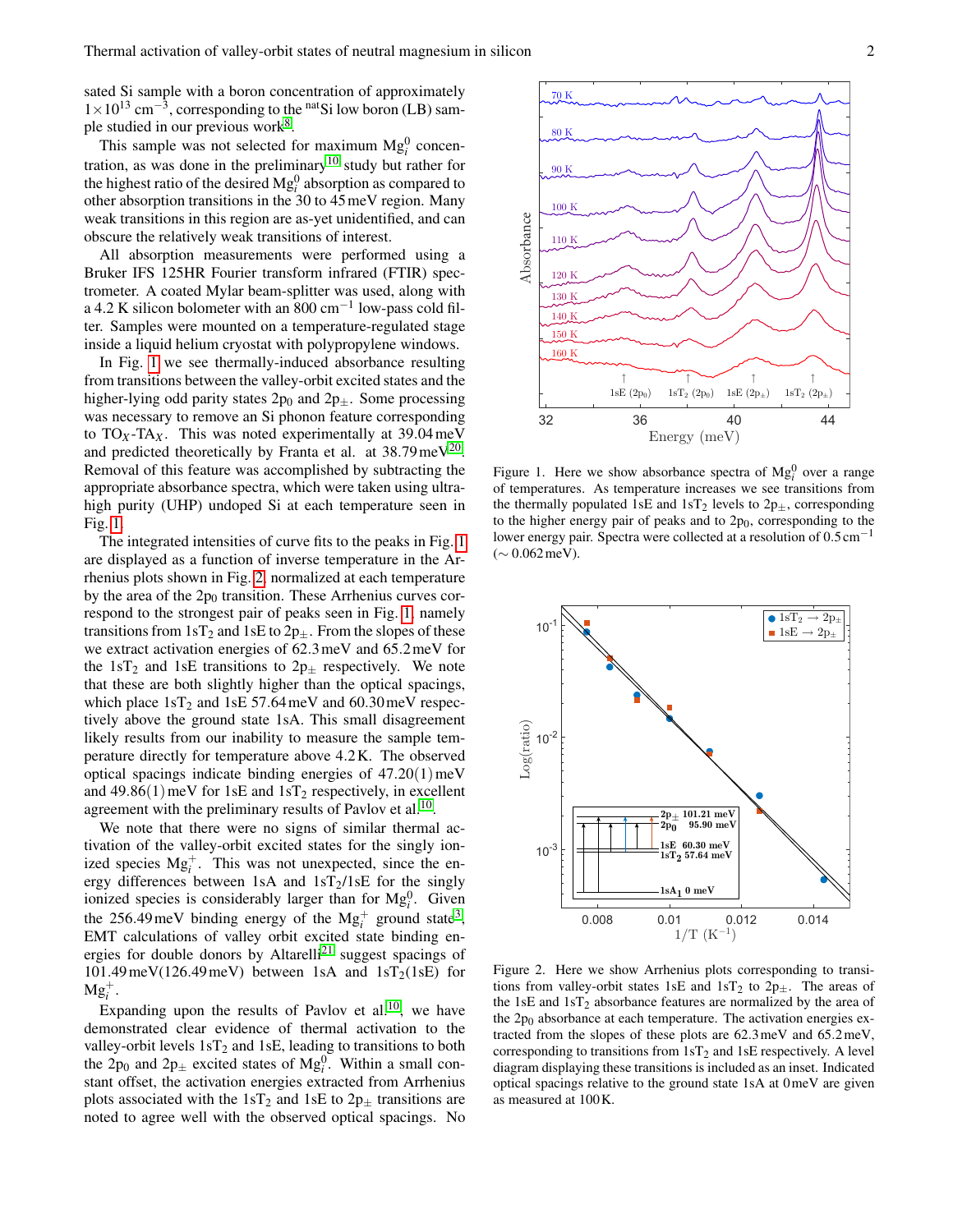sated Si sample with a boron concentration of approximately $1\times10^{13}$ cm$^{-3}$, corresponding to the $^{\mathrm{nat}}$Si low boron (LB) sample studied in our previous work[8].

This sample was not selected for maximum $\mathrm{Mg}_i^0$ concentration, as was done in the preliminary[10] study but rather for the highest ratio of the desired $\mathrm{Mg}_i^0$ absorption as compared to other absorption transitions in the 30 to 45 meV region. Many weak transitions in this region are as-yet unidentified, and can obscure the relatively weak transitions of interest.

All absorption measurements were performed using a Bruker IFS 125HR Fourier transform infrared (FTIR) spectrometer. A coated Mylar beam-splitter was used, along with a 4.2 K silicon bolometer with an 800 cm$^{-1}$ low-pass cold filter. Samples were mounted on a temperature-regulated stage inside a liquid helium cryostat with polypropylene windows.

In Fig. 1 we see thermally-induced absorbance resulting from transitions between the valley-orbit excited states and the higher-lying odd parity states $2p_0$ and $2p_\pm$. Some processing was necessary to remove an Si phonon feature corresponding to $\mathrm{TO}_X$-$\mathrm{TA}_X$. This was noted experimentally at 39.04 meV and predicted theoretically by Franta et al. at 38.79 meV[20]. Removal of this feature was accomplished by subtracting the appropriate absorbance spectra, which were taken using ultra-high purity (UHP) undoped Si at each temperature seen in Fig. 1.

The integrated intensities of curve fits to the peaks in Fig. 1 are displayed as a function of inverse temperature in the Arrhenius plots shown in Fig. 2, normalized at each temperature by the area of the $2p_0$ transition. These Arrhenius curves correspond to the strongest pair of peaks seen in Fig. 1, namely transitions from $1sT_2$ and 1sE to $2p_\pm$. From the slopes of these we extract activation energies of 62.3 meV and 65.2 meV for the $1sT_2$ and 1sE transitions to $2p_\pm$ respectively. We note that these are both slightly higher than the optical spacings, which place $1sT_2$ and 1sE 57.64 meV and 60.30 meV respectively above the ground state 1sA. This small disagreement likely results from our inability to measure the sample temperature directly for temperature above 4.2 K. The observed optical spacings indicate binding energies of 47.20(1) meV and 49.86(1) meV for 1sE and $1sT_2$ respectively, in excellent agreement with the preliminary results of Pavlov et al.[10].

We note that there were no signs of similar thermal activation of the valley-orbit excited states for the singly ionized species $\mathrm{Mg}_i^+$. This was not unexpected, since the energy differences between 1sA and $1sT_2$/1sE for the singly ionized species is considerably larger than for $\mathrm{Mg}_i^0$. Given the 256.49 meV binding energy of the $\mathrm{Mg}_i^+$ ground state[3], EMT calculations of valley orbit excited state binding energies for double donors by Altarelli[21] suggest spacings of 101.49 meV(126.49 meV) between 1sA and $1sT_2$(1sE) for $\mathrm{Mg}_i^+$.

Expanding upon the results of Pavlov et al.[10], we have demonstrated clear evidence of thermal activation to the valley-orbit levels $1sT_2$ and 1sE, leading to transitions to both the $2p_0$ and $2p_\pm$ excited states of $\mathrm{Mg}_i^0$. Within a small constant offset, the activation energies extracted from Arrhenius plots associated with the $1sT_2$ and 1sE to $2p_\pm$ transitions are noted to agree well with the observed optical spacings. No

Figure 1. Here we show absorbance spectra of $\mathrm{Mg}_i^0$ over a range of temperatures. As temperature increases we see transitions from the thermally populated 1sE and $1sT_2$ levels to $2p_\pm$, corresponding to the higher energy pair of peaks and to $2p_0$, corresponding to the lower energy pair. Spectra were collected at a resolution of 0.5 cm$^{-1}$ ($\sim$ 0.062 meV).

Figure 2. Here we show Arrhenius plots corresponding to transitions from valley-orbit states 1sE and $1sT_2$ to $2p_\pm$. The areas of the 1sE and $1sT_2$ absorbance features are normalized by the area of the $2p_0$ absorbance at each temperature. The activation energies extracted from the slopes of these plots are 62.3 meV and 65.2 meV, corresponding to transitions from $1sT_2$ and 1sE respectively. A level diagram displaying these transitions is included as an inset. Indicated optical spacings relative to the ground state 1sA at 0 meV are given as measured at 100 K.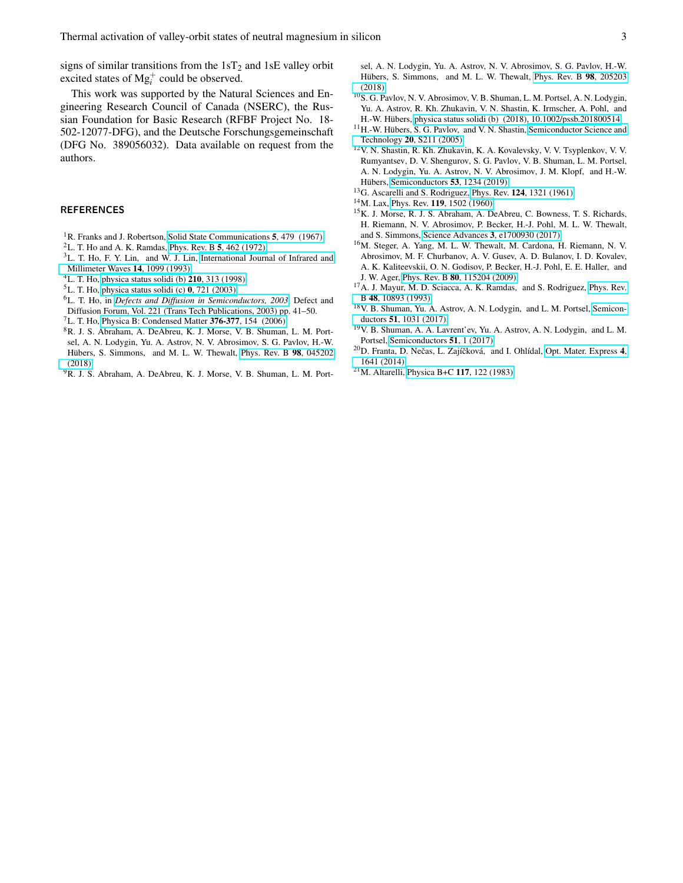signs of similar transitions from the $1sT_2$ and 1sE valley orbit excited states of $Mg_i^+$ could be observed.

This work was supported by the Natural Sciences and Engineering Research Council of Canada (NSERC), the Russian Foundation for Basic Research (RFBF Project No. 18-502-12077-DFG), and the Deutsche Forschungsgemeinschaft (DFG No. 389056032). Data available on request from the authors.

## REFERENCES

[1] R. Franks and J. Robertson, Solid State Communications **5**, 479 (1967).

[2] L. T. Ho and A. K. Ramdas, Phys. Rev. B **5**, 462 (1972).

[3] L. T. Ho, F. Y. Lin, and W. J. Lin, International Journal of Infrared and Millimeter Waves **14**, 1099 (1993).

[4] L. T. Ho, physica status solidi (b) **210**, 313 (1998).

[5] L. T. Ho, physica status solidi (c) **0**, 721 (2003).

[6] L. T. Ho, in *Defects and Diffusion in Semiconductors, 2003*, Defect and Diffusion Forum, Vol. 221 (Trans Tech Publications, 2003) pp. 41–50.

[7] L. T. Ho, Physica B: Condensed Matter **376-377**, 154 (2006).

[8] R. J. S. Abraham, A. DeAbreu, K. J. Morse, V. B. Shuman, L. M. Portsel, A. N. Lodygin, Yu. A. Astrov, N. V. Abrosimov, S. G. Pavlov, H.-W. Hübers, S. Simmons, and M. L. W. Thewalt, Phys. Rev. B **98**, 045202 (2018).

[9] R. J. S. Abraham, A. DeAbreu, K. J. Morse, V. B. Shuman, L. M. Portsel, A. N. Lodygin, Yu. A. Astrov, N. V. Abrosimov, S. G. Pavlov, H.-W. Hübers, S. Simmons, and M. L. W. Thewalt, Phys. Rev. B **98**, 205203 (2018).

[10] S. G. Pavlov, N. V. Abrosimov, V. B. Shuman, L. M. Portsel, A. N. Lodygin, Yu. A. Astrov, R. Kh. Zhukavin, V. N. Shastin, K. Irmscher, A. Pohl, and H.-W. Hübers, physica status solidi (b) (2018), 10.1002/pssb.201800514.

[11] H.-W. Hübers, S. G. Pavlov, and V. N. Shastin, Semiconductor Science and Technology **20**, S211 (2005).

[12] V. N. Shastin, R. Kh. Zhukavin, K. A. Kovalevsky, V. V. Tsyplenkov, V. V. Rumyantsev, D. V. Shengurov, S. G. Pavlov, V. B. Shuman, L. M. Portsel, A. N. Lodygin, Yu. A. Astrov, N. V. Abrosimov, J. M. Klopf, and H.-W. Hübers, Semiconductors **53**, 1234 (2019).

[13] G. Ascarelli and S. Rodriguez, Phys. Rev. **124**, 1321 (1961).

[14] M. Lax, Phys. Rev. **119**, 1502 (1960).

[15] K. J. Morse, R. J. S. Abraham, A. DeAbreu, C. Bowness, T. S. Richards, H. Riemann, N. V. Abrosimov, P. Becker, H.-J. Pohl, M. L. W. Thewalt, and S. Simmons, Science Advances **3**, e1700930 (2017).

[16] M. Steger, A. Yang, M. L. W. Thewalt, M. Cardona, H. Riemann, N. V. Abrosimov, M. F. Churbanov, A. V. Gusev, A. D. Bulanov, I. D. Kovalev, A. K. Kaliteevskii, O. N. Godisov, P. Becker, H.-J. Pohl, E. E. Haller, and J. W. Ager, Phys. Rev. B **80**, 115204 (2009).

[17] A. J. Mayur, M. D. Sciacca, A. K. Ramdas, and S. Rodriguez, Phys. Rev. B **48**, 10893 (1993).

[18] V. B. Shuman, Yu. A. Astrov, A. N. Lodygin, and L. M. Portsel, Semiconductors **51**, 1031 (2017).

[19] V. B. Shuman, A. A. Lavrent'ev, Yu. A. Astrov, A. N. Lodygin, and L. M. Portsel, Semiconductors **51**, 1 (2017).

[20] D. Franta, D. Nečas, L. Zajíčková, and I. Ohlídal, Opt. Mater. Express **4**, 1641 (2014).

[21] M. Altarelli, Physica B+C **117**, 122 (1983).